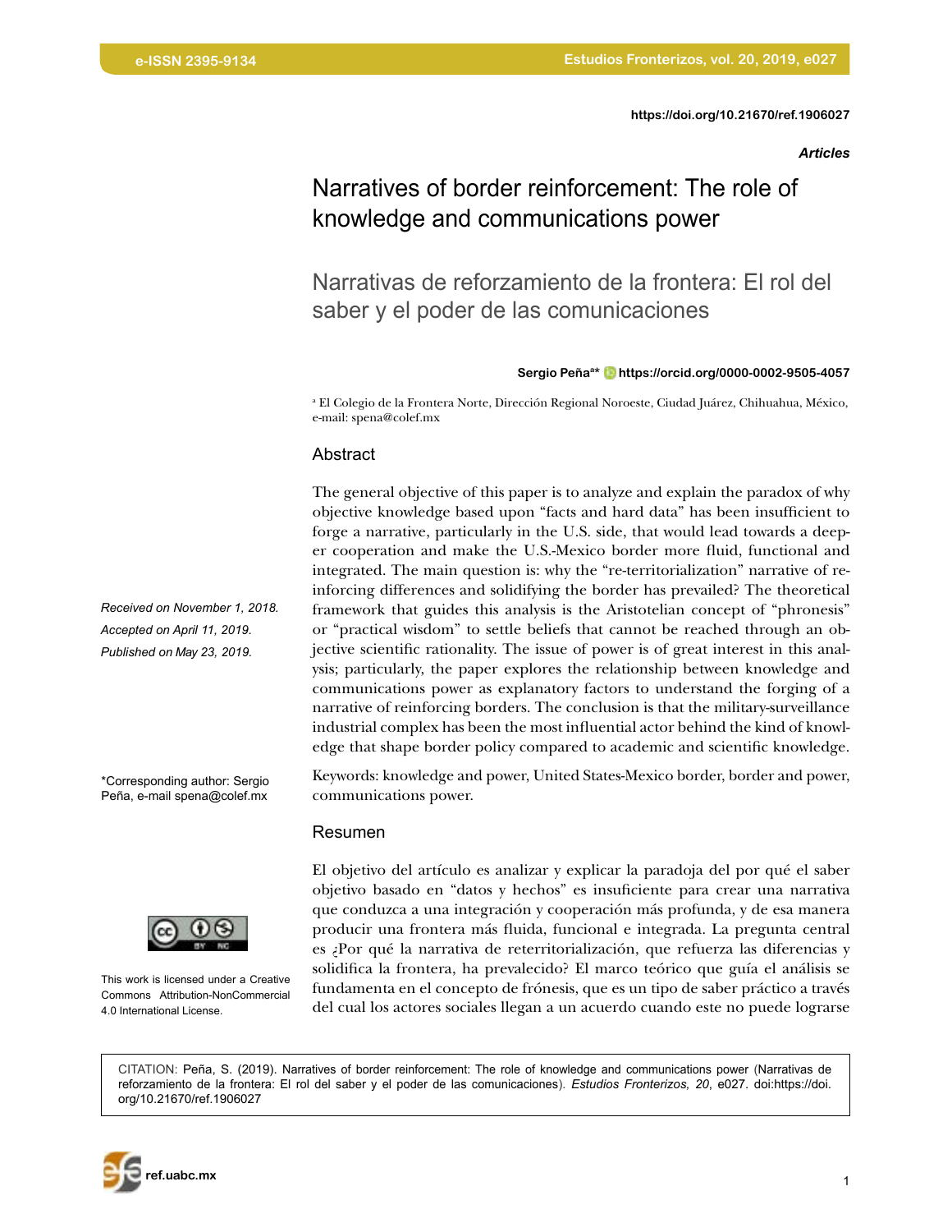https://doi.org/10.21670/ref.1906027

*Articles*

# Narratives of border reinforcement: The role of knowledge and communications power

## Narrativas de reforzamiento de la frontera: El rol del saber y el poder de las comunicaciones

**Sergio Peña[a*]** https://orcid.org/0000-0002-9505-4057

[a] El Colegio de la Frontera Norte, Dirección Regional Noroeste, Ciudad Juárez, Chihuahua, México, e-mail: spena@colef.mx

*Received on November 1, 2018.*
*Accepted on April 11, 2019.*
*Published on May 23, 2019.*

*Corresponding author: Sergio Peña, e-mail spena@colef.mx

This work is licensed under a Creative Commons Attribution-NonCommercial 4.0 International License.

### Abstract

The general objective of this paper is to analyze and explain the paradox of why objective knowledge based upon "facts and hard data" has been insufficient to forge a narrative, particularly in the U.S. side, that would lead towards a deeper cooperation and make the U.S.-Mexico border more fluid, functional and integrated. The main question is: why the "re-territorialization" narrative of reinforcing differences and solidifying the border has prevailed? The theoretical framework that guides this analysis is the Aristotelian concept of "phronesis" or "practical wisdom" to settle beliefs that cannot be reached through an objective scientific rationality. The issue of power is of great interest in this analysis; particularly, the paper explores the relationship between knowledge and communications power as explanatory factors to understand the forging of a narrative of reinforcing borders. The conclusion is that the military-surveillance industrial complex has been the most influential actor behind the kind of knowledge that shape border policy compared to academic and scientific knowledge.

Keywords: knowledge and power, United States-Mexico border, border and power, communications power.

### Resumen

El objetivo del artículo es analizar y explicar la paradoja del por qué el saber objetivo basado en "datos y hechos" es insuficiente para crear una narrativa que conduzca a una integración y cooperación más profunda, y de esa manera producir una frontera más fluida, funcional e integrada. La pregunta central es ¿Por qué la narrativa de reterritorialización, que refuerza las diferencias y solidifica la frontera, ha prevalecido? El marco teórico que guía el análisis se fundamenta en el concepto de frónesis, que es un tipo de saber práctico a través del cual los actores sociales llegan a un acuerdo cuando este no puede lograrse

CITATION: Peña, S. (2019). Narratives of border reinforcement: The role of knowledge and communications power (Narrativas de reforzamiento de la frontera: El rol del saber y el poder de las comunicaciones). *Estudios Fronterizos, 20*, e027. doi:https://doi.org/10.21670/ref.1906027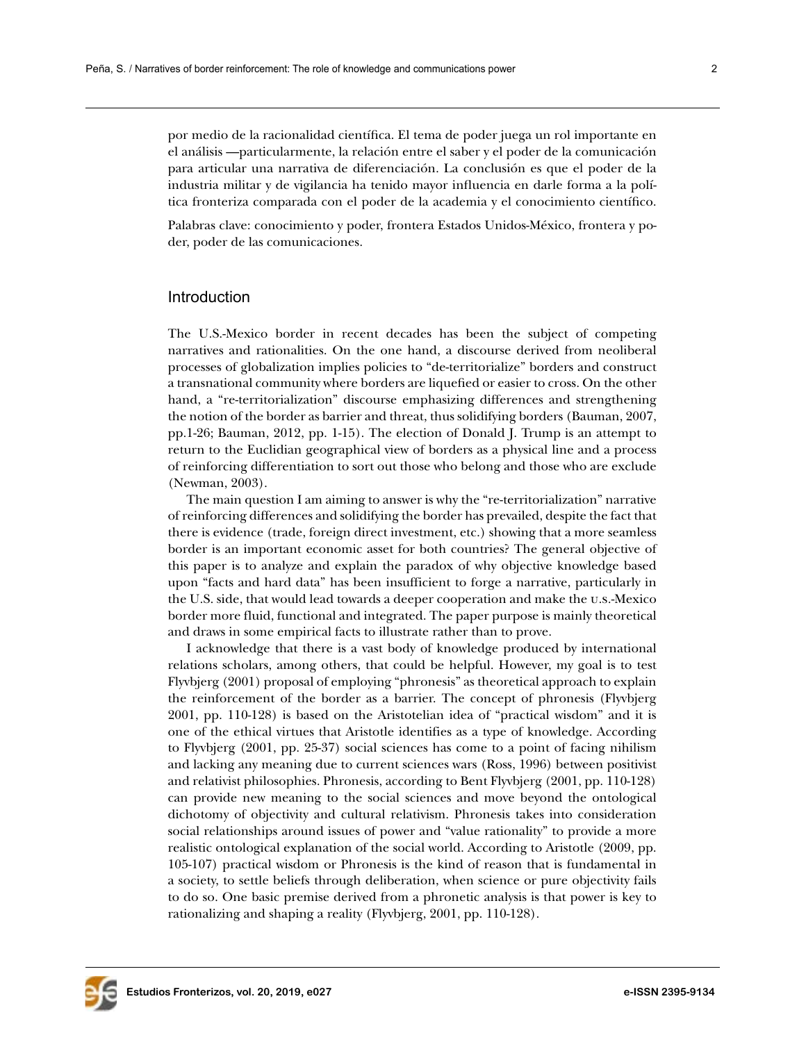por medio de la racionalidad científica. El tema de poder juega un rol importante en el análisis —particularmente, la relación entre el saber y el poder de la comunicación para articular una narrativa de diferenciación. La conclusión es que el poder de la industria militar y de vigilancia ha tenido mayor influencia en darle forma a la política fronteriza comparada con el poder de la academia y el conocimiento científico.

Palabras clave: conocimiento y poder, frontera Estados Unidos-México, frontera y poder, poder de las comunicaciones.

## Introduction

The U.S.-Mexico border in recent decades has been the subject of competing narratives and rationalities. On the one hand, a discourse derived from neoliberal processes of globalization implies policies to "de-territorialize" borders and construct a transnational community where borders are liquefied or easier to cross. On the other hand, a "re-territorialization" discourse emphasizing differences and strengthening the notion of the border as barrier and threat, thus solidifying borders (Bauman, 2007, pp.1-26; Bauman, 2012, pp. 1-15). The election of Donald J. Trump is an attempt to return to the Euclidian geographical view of borders as a physical line and a process of reinforcing differentiation to sort out those who belong and those who are exclude (Newman, 2003).

The main question I am aiming to answer is why the "re-territorialization" narrative of reinforcing differences and solidifying the border has prevailed, despite the fact that there is evidence (trade, foreign direct investment, etc.) showing that a more seamless border is an important economic asset for both countries? The general objective of this paper is to analyze and explain the paradox of why objective knowledge based upon "facts and hard data" has been insufficient to forge a narrative, particularly in the U.S. side, that would lead towards a deeper cooperation and make the U.S.-Mexico border more fluid, functional and integrated. The paper purpose is mainly theoretical and draws in some empirical facts to illustrate rather than to prove.

I acknowledge that there is a vast body of knowledge produced by international relations scholars, among others, that could be helpful. However, my goal is to test Flyvbjerg (2001) proposal of employing "phronesis" as theoretical approach to explain the reinforcement of the border as a barrier. The concept of phronesis (Flyvbjerg 2001, pp. 110-128) is based on the Aristotelian idea of "practical wisdom" and it is one of the ethical virtues that Aristotle identifies as a type of knowledge. According to Flyvbjerg (2001, pp. 25-37) social sciences has come to a point of facing nihilism and lacking any meaning due to current sciences wars (Ross, 1996) between positivist and relativist philosophies. Phronesis, according to Bent Flyvbjerg (2001, pp. 110-128) can provide new meaning to the social sciences and move beyond the ontological dichotomy of objectivity and cultural relativism. Phronesis takes into consideration social relationships around issues of power and "value rationality" to provide a more realistic ontological explanation of the social world. According to Aristotle (2009, pp. 105-107) practical wisdom or Phronesis is the kind of reason that is fundamental in a society, to settle beliefs through deliberation, when science or pure objectivity fails to do so. One basic premise derived from a phronetic analysis is that power is key to rationalizing and shaping a reality (Flyvbjerg, 2001, pp. 110-128).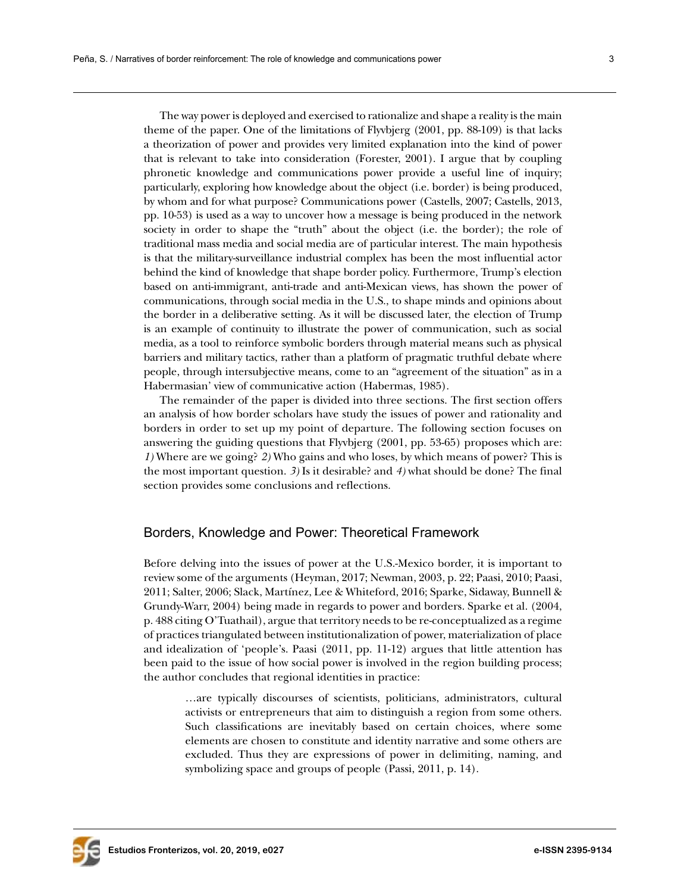The way power is deployed and exercised to rationalize and shape a reality is the main theme of the paper. One of the limitations of Flyvbjerg (2001, pp. 88-109) is that lacks a theorization of power and provides very limited explanation into the kind of power that is relevant to take into consideration (Forester, 2001). I argue that by coupling phronetic knowledge and communications power provide a useful line of inquiry; particularly, exploring how knowledge about the object (i.e. border) is being produced, by whom and for what purpose? Communications power (Castells, 2007; Castells, 2013, pp. 10-53) is used as a way to uncover how a message is being produced in the network society in order to shape the "truth" about the object (i.e. the border); the role of traditional mass media and social media are of particular interest. The main hypothesis is that the military-surveillance industrial complex has been the most influential actor behind the kind of knowledge that shape border policy. Furthermore, Trump's election based on anti-immigrant, anti-trade and anti-Mexican views, has shown the power of communications, through social media in the U.S., to shape minds and opinions about the border in a deliberative setting. As it will be discussed later, the election of Trump is an example of continuity to illustrate the power of communication, such as social media, as a tool to reinforce symbolic borders through material means such as physical barriers and military tactics, rather than a platform of pragmatic truthful debate where people, through intersubjective means, come to an "agreement of the situation" as in a Habermasian' view of communicative action (Habermas, 1985).

The remainder of the paper is divided into three sections. The first section offers an analysis of how border scholars have study the issues of power and rationality and borders in order to set up my point of departure. The following section focuses on answering the guiding questions that Flyvbjerg (2001, pp. 53-65) proposes which are: *1)* Where are we going? *2)* Who gains and who loses, by which means of power? This is the most important question. *3)* Is it desirable? and *4)* what should be done? The final section provides some conclusions and reflections.

## Borders, Knowledge and Power: Theoretical Framework

Before delving into the issues of power at the U.S.-Mexico border, it is important to review some of the arguments (Heyman, 2017; Newman, 2003, p. 22; Paasi, 2010; Paasi, 2011; Salter, 2006; Slack, Martínez, Lee & Whiteford, 2016; Sparke, Sidaway, Bunnell & Grundy-Warr, 2004) being made in regards to power and borders. Sparke et al. (2004, p. 488 citing O'Tuathail), argue that territory needs to be re-conceptualized as a regime of practices triangulated between institutionalization of power, materialization of place and idealization of 'people's. Paasi (2011, pp. 11-12) argues that little attention has been paid to the issue of how social power is involved in the region building process; the author concludes that regional identities in practice:

> …are typically discourses of scientists, politicians, administrators, cultural activists or entrepreneurs that aim to distinguish a region from some others. Such classifications are inevitably based on certain choices, where some elements are chosen to constitute and identity narrative and some others are excluded. Thus they are expressions of power in delimiting, naming, and symbolizing space and groups of people (Passi, 2011, p. 14).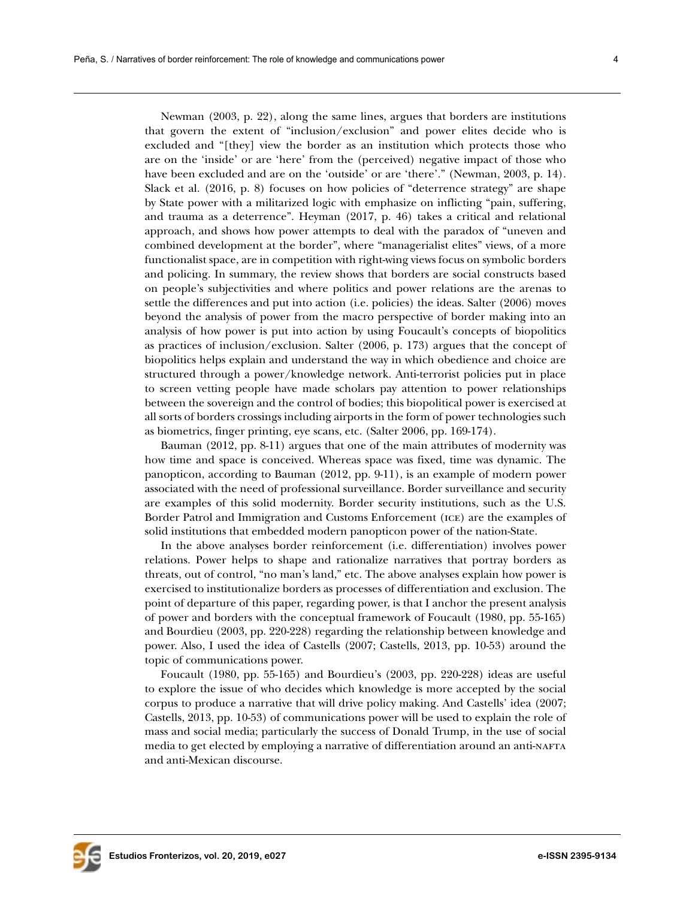Newman (2003, p. 22), along the same lines, argues that borders are institutions that govern the extent of "inclusion/exclusion" and power elites decide who is excluded and "[they] view the border as an institution which protects those who are on the 'inside' or are 'here' from the (perceived) negative impact of those who have been excluded and are on the 'outside' or are 'there'." (Newman, 2003, p. 14). Slack et al. (2016, p. 8) focuses on how policies of "deterrence strategy" are shape by State power with a militarized logic with emphasize on inflicting "pain, suffering, and trauma as a deterrence". Heyman (2017, p. 46) takes a critical and relational approach, and shows how power attempts to deal with the paradox of "uneven and combined development at the border", where "managerialist elites" views, of a more functionalist space, are in competition with right-wing views focus on symbolic borders and policing. In summary, the review shows that borders are social constructs based on people's subjectivities and where politics and power relations are the arenas to settle the differences and put into action (i.e. policies) the ideas. Salter (2006) moves beyond the analysis of power from the macro perspective of border making into an analysis of how power is put into action by using Foucault's concepts of biopolitics as practices of inclusion/exclusion. Salter (2006, p. 173) argues that the concept of biopolitics helps explain and understand the way in which obedience and choice are structured through a power/knowledge network. Anti-terrorist policies put in place to screen vetting people have made scholars pay attention to power relationships between the sovereign and the control of bodies; this biopolitical power is exercised at all sorts of borders crossings including airports in the form of power technologies such as biometrics, finger printing, eye scans, etc. (Salter 2006, pp. 169-174).

Bauman (2012, pp. 8-11) argues that one of the main attributes of modernity was how time and space is conceived. Whereas space was fixed, time was dynamic. The panopticon, according to Bauman (2012, pp. 9-11), is an example of modern power associated with the need of professional surveillance. Border surveillance and security are examples of this solid modernity. Border security institutions, such as the U.S. Border Patrol and Immigration and Customs Enforcement (ICE) are the examples of solid institutions that embedded modern panopticon power of the nation-State.

In the above analyses border reinforcement (i.e. differentiation) involves power relations. Power helps to shape and rationalize narratives that portray borders as threats, out of control, "no man's land," etc. The above analyses explain how power is exercised to institutionalize borders as processes of differentiation and exclusion. The point of departure of this paper, regarding power, is that I anchor the present analysis of power and borders with the conceptual framework of Foucault (1980, pp. 55-165) and Bourdieu (2003, pp. 220-228) regarding the relationship between knowledge and power. Also, I used the idea of Castells (2007; Castells, 2013, pp. 10-53) around the topic of communications power.

Foucault (1980, pp. 55-165) and Bourdieu's (2003, pp. 220-228) ideas are useful to explore the issue of who decides which knowledge is more accepted by the social corpus to produce a narrative that will drive policy making. And Castells' idea (2007; Castells, 2013, pp. 10-53) of communications power will be used to explain the role of mass and social media; particularly the success of Donald Trump, in the use of social media to get elected by employing a narrative of differentiation around an anti-NAFTA and anti-Mexican discourse.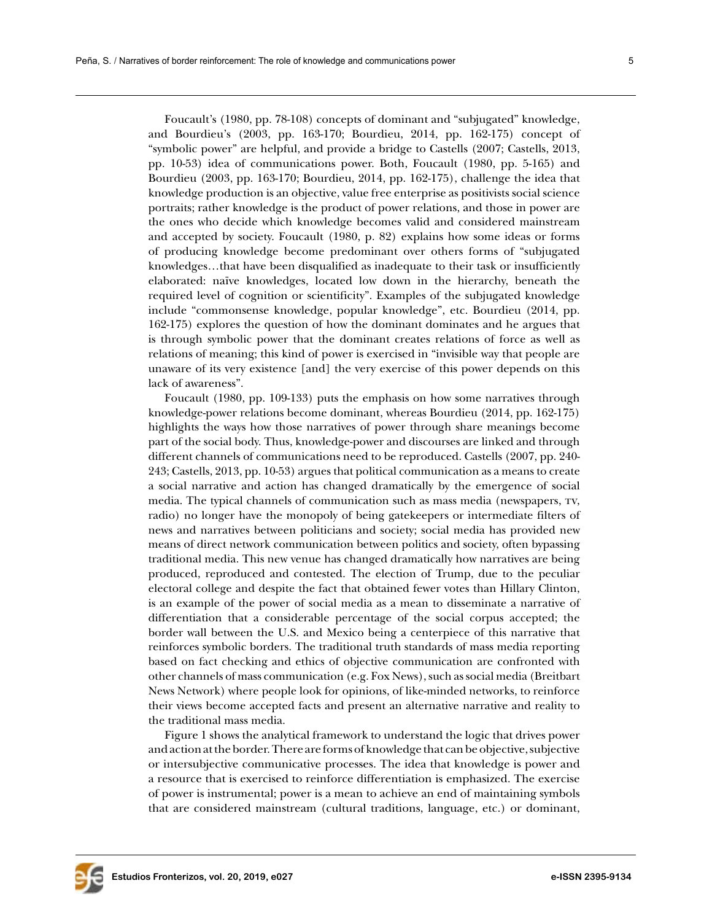Foucault's (1980, pp. 78-108) concepts of dominant and "subjugated" knowledge, and Bourdieu's (2003, pp. 163-170; Bourdieu, 2014, pp. 162-175) concept of "symbolic power" are helpful, and provide a bridge to Castells (2007; Castells, 2013, pp. 10-53) idea of communications power. Both, Foucault (1980, pp. 5-165) and Bourdieu (2003, pp. 163-170; Bourdieu, 2014, pp. 162-175), challenge the idea that knowledge production is an objective, value free enterprise as positivists social science portraits; rather knowledge is the product of power relations, and those in power are the ones who decide which knowledge becomes valid and considered mainstream and accepted by society. Foucault (1980, p. 82) explains how some ideas or forms of producing knowledge become predominant over others forms of "subjugated knowledges…that have been disqualified as inadequate to their task or insufficiently elaborated: naïve knowledges, located low down in the hierarchy, beneath the required level of cognition or scientificity". Examples of the subjugated knowledge include "commonsense knowledge, popular knowledge", etc. Bourdieu (2014, pp. 162-175) explores the question of how the dominant dominates and he argues that is through symbolic power that the dominant creates relations of force as well as relations of meaning; this kind of power is exercised in "invisible way that people are unaware of its very existence [and] the very exercise of this power depends on this lack of awareness".

Foucault (1980, pp. 109-133) puts the emphasis on how some narratives through knowledge-power relations become dominant, whereas Bourdieu (2014, pp. 162-175) highlights the ways how those narratives of power through share meanings become part of the social body. Thus, knowledge-power and discourses are linked and through different channels of communications need to be reproduced. Castells (2007, pp. 240-243; Castells, 2013, pp. 10-53) argues that political communication as a means to create a social narrative and action has changed dramatically by the emergence of social media. The typical channels of communication such as mass media (newspapers, TV, radio) no longer have the monopoly of being gatekeepers or intermediate filters of news and narratives between politicians and society; social media has provided new means of direct network communication between politics and society, often bypassing traditional media. This new venue has changed dramatically how narratives are being produced, reproduced and contested. The election of Trump, due to the peculiar electoral college and despite the fact that obtained fewer votes than Hillary Clinton, is an example of the power of social media as a mean to disseminate a narrative of differentiation that a considerable percentage of the social corpus accepted; the border wall between the U.S. and Mexico being a centerpiece of this narrative that reinforces symbolic borders. The traditional truth standards of mass media reporting based on fact checking and ethics of objective communication are confronted with other channels of mass communication (e.g. Fox News), such as social media (Breitbart News Network) where people look for opinions, of like-minded networks, to reinforce their views become accepted facts and present an alternative narrative and reality to the traditional mass media.

Figure 1 shows the analytical framework to understand the logic that drives power and action at the border. There are forms of knowledge that can be objective, subjective or intersubjective communicative processes. The idea that knowledge is power and a resource that is exercised to reinforce differentiation is emphasized. The exercise of power is instrumental; power is a mean to achieve an end of maintaining symbols that are considered mainstream (cultural traditions, language, etc.) or dominant,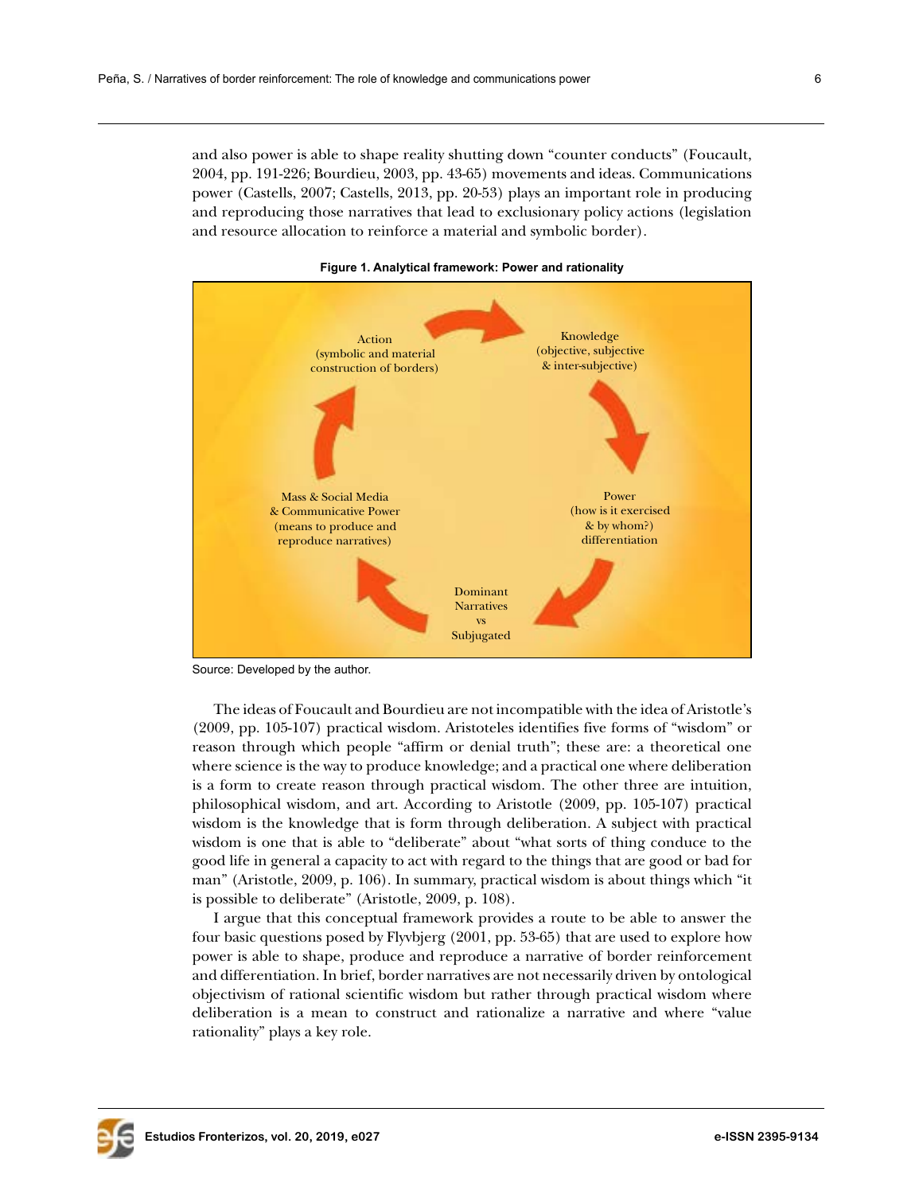and also power is able to shape reality shutting down "counter conducts" (Foucault, 2004, pp. 191-226; Bourdieu, 2003, pp. 43-65) movements and ideas. Communications power (Castells, 2007; Castells, 2013, pp. 20-53) plays an important role in producing and reproducing those narratives that lead to exclusionary policy actions (legislation and resource allocation to reinforce a material and symbolic border).

**Figure 1. Analytical framework: Power and rationality**

Action (symbolic and material construction of borders) → Knowledge (objective, subjective & inter-subjective) → Power (how is it exercised & by whom?) differentiation → Dominant Narratives vs Subjugated → Mass & Social Media & Communicative Power (means to produce and reproduce narratives) → Action

Source: Developed by the author.

The ideas of Foucault and Bourdieu are not incompatible with the idea of Aristotle's (2009, pp. 105-107) practical wisdom. Aristoteles identifies five forms of "wisdom" or reason through which people "affirm or denial truth"; these are: a theoretical one where science is the way to produce knowledge; and a practical one where deliberation is a form to create reason through practical wisdom. The other three are intuition, philosophical wisdom, and art. According to Aristotle (2009, pp. 105-107) practical wisdom is the knowledge that is form through deliberation. A subject with practical wisdom is one that is able to "deliberate" about "what sorts of thing conduce to the good life in general a capacity to act with regard to the things that are good or bad for man" (Aristotle, 2009, p. 106). In summary, practical wisdom is about things which "it is possible to deliberate" (Aristotle, 2009, p. 108).

I argue that this conceptual framework provides a route to be able to answer the four basic questions posed by Flyvbjerg (2001, pp. 53-65) that are used to explore how power is able to shape, produce and reproduce a narrative of border reinforcement and differentiation. In brief, border narratives are not necessarily driven by ontological objectivism of rational scientific wisdom but rather through practical wisdom where deliberation is a mean to construct and rationalize a narrative and where "value rationality" plays a key role.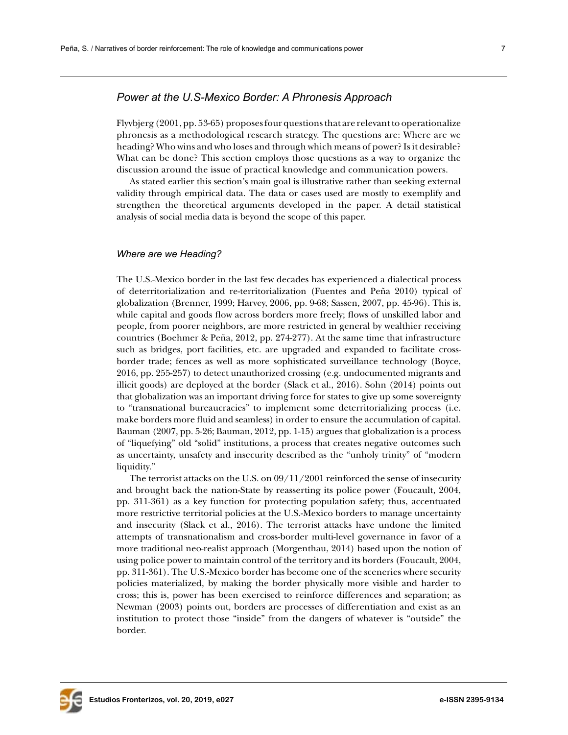## *Power at the U.S-Mexico Border: A Phronesis Approach*

Flyvbjerg (2001, pp. 53-65) proposes four questions that are relevant to operationalize phronesis as a methodological research strategy. The questions are: Where are we heading? Who wins and who loses and through which means of power? Is it desirable? What can be done? This section employs those questions as a way to organize the discussion around the issue of practical knowledge and communication powers.

As stated earlier this section's main goal is illustrative rather than seeking external validity through empirical data. The data or cases used are mostly to exemplify and strengthen the theoretical arguments developed in the paper. A detail statistical analysis of social media data is beyond the scope of this paper.

### *Where are we Heading?*

The U.S.-Mexico border in the last few decades has experienced a dialectical process of deterritorialization and re-territorialization (Fuentes and Peña 2010) typical of globalization (Brenner, 1999; Harvey, 2006, pp. 9-68; Sassen, 2007, pp. 45-96). This is, while capital and goods flow across borders more freely; flows of unskilled labor and people, from poorer neighbors, are more restricted in general by wealthier receiving countries (Boehmer & Peña, 2012, pp. 274-277). At the same time that infrastructure such as bridges, port facilities, etc. are upgraded and expanded to facilitate cross-border trade; fences as well as more sophisticated surveillance technology (Boyce, 2016, pp. 255-257) to detect unauthorized crossing (e.g. undocumented migrants and illicit goods) are deployed at the border (Slack et al., 2016). Sohn (2014) points out that globalization was an important driving force for states to give up some sovereignty to "transnational bureaucracies" to implement some deterritorializing process (i.e. make borders more fluid and seamless) in order to ensure the accumulation of capital. Bauman (2007, pp. 5-26; Bauman, 2012, pp. 1-15) argues that globalization is a process of "liquefying" old "solid" institutions, a process that creates negative outcomes such as uncertainty, unsafety and insecurity described as the "unholy trinity" of "modern liquidity."

The terrorist attacks on the U.S. on 09/11/2001 reinforced the sense of insecurity and brought back the nation-State by reasserting its police power (Foucault, 2004, pp. 311-361) as a key function for protecting population safety; thus, accentuated more restrictive territorial policies at the U.S.-Mexico borders to manage uncertainty and insecurity (Slack et al., 2016). The terrorist attacks have undone the limited attempts of transnationalism and cross-border multi-level governance in favor of a more traditional neo-realist approach (Morgenthau, 2014) based upon the notion of using police power to maintain control of the territory and its borders (Foucault, 2004, pp. 311-361). The U.S.-Mexico border has become one of the sceneries where security policies materialized, by making the border physically more visible and harder to cross; this is, power has been exercised to reinforce differences and separation; as Newman (2003) points out, borders are processes of differentiation and exist as an institution to protect those "inside" from the dangers of whatever is "outside" the border.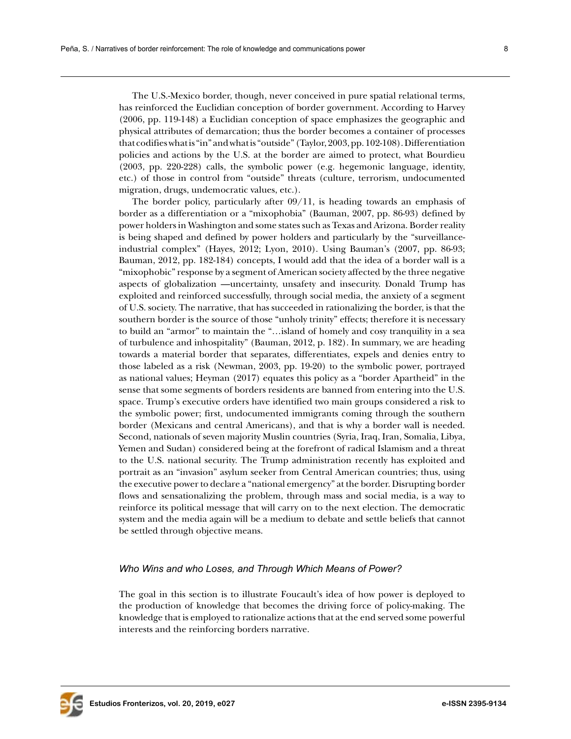The U.S.-Mexico border, though, never conceived in pure spatial relational terms, has reinforced the Euclidian conception of border government. According to Harvey (2006, pp. 119-148) a Euclidian conception of space emphasizes the geographic and physical attributes of demarcation; thus the border becomes a container of processes that codifies what is "in" and what is "outside" (Taylor, 2003, pp. 102-108). Differentiation policies and actions by the U.S. at the border are aimed to protect, what Bourdieu (2003, pp. 220-228) calls, the symbolic power (e.g. hegemonic language, identity, etc.) of those in control from "outside" threats (culture, terrorism, undocumented migration, drugs, undemocratic values, etc.).

The border policy, particularly after 09/11, is heading towards an emphasis of border as a differentiation or a "mixophobia" (Bauman, 2007, pp. 86-93) defined by power holders in Washington and some states such as Texas and Arizona. Border reality is being shaped and defined by power holders and particularly by the "surveillance-industrial complex" (Hayes, 2012; Lyon, 2010). Using Bauman's (2007, pp. 86-93; Bauman, 2012, pp. 182-184) concepts, I would add that the idea of a border wall is a "mixophobic" response by a segment of American society affected by the three negative aspects of globalization —uncertainty, unsafety and insecurity. Donald Trump has exploited and reinforced successfully, through social media, the anxiety of a segment of U.S. society. The narrative, that has succeeded in rationalizing the border, is that the southern border is the source of those "unholy trinity" effects; therefore it is necessary to build an "armor" to maintain the "…island of homely and cosy tranquility in a sea of turbulence and inhospitality" (Bauman, 2012, p. 182). In summary, we are heading towards a material border that separates, differentiates, expels and denies entry to those labeled as a risk (Newman, 2003, pp. 19-20) to the symbolic power, portrayed as national values; Heyman (2017) equates this policy as a "border Apartheid" in the sense that some segments of borders residents are banned from entering into the U.S. space. Trump's executive orders have identified two main groups considered a risk to the symbolic power; first, undocumented immigrants coming through the southern border (Mexicans and central Americans), and that is why a border wall is needed. Second, nationals of seven majority Muslin countries (Syria, Iraq, Iran, Somalia, Libya, Yemen and Sudan) considered being at the forefront of radical Islamism and a threat to the U.S. national security. The Trump administration recently has exploited and portrait as an "invasion" asylum seeker from Central American countries; thus, using the executive power to declare a "national emergency" at the border. Disrupting border flows and sensationalizing the problem, through mass and social media, is a way to reinforce its political message that will carry on to the next election. The democratic system and the media again will be a medium to debate and settle beliefs that cannot be settled through objective means.

### *Who Wins and who Loses, and Through Which Means of Power?*

The goal in this section is to illustrate Foucault's idea of how power is deployed to the production of knowledge that becomes the driving force of policy-making. The knowledge that is employed to rationalize actions that at the end served some powerful interests and the reinforcing borders narrative.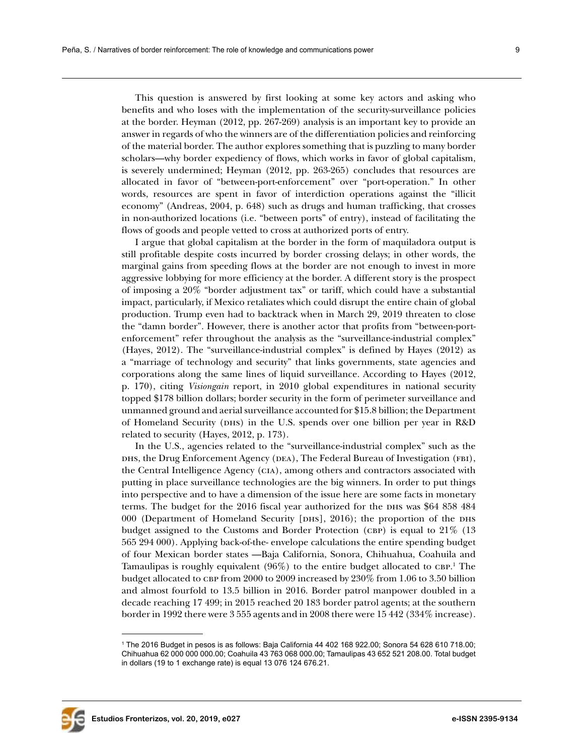This question is answered by first looking at some key actors and asking who benefits and who loses with the implementation of the security-surveillance policies at the border. Heyman (2012, pp. 267-269) analysis is an important key to provide an answer in regards of who the winners are of the differentiation policies and reinforcing of the material border. The author explores something that is puzzling to many border scholars—why border expediency of flows, which works in favor of global capitalism, is severely undermined; Heyman (2012, pp. 263-265) concludes that resources are allocated in favor of "between-port-enforcement" over "port-operation." In other words, resources are spent in favor of interdiction operations against the "illicit economy" (Andreas, 2004, p. 648) such as drugs and human trafficking, that crosses in non-authorized locations (i.e. "between ports" of entry), instead of facilitating the flows of goods and people vetted to cross at authorized ports of entry.

I argue that global capitalism at the border in the form of maquiladora output is still profitable despite costs incurred by border crossing delays; in other words, the marginal gains from speeding flows at the border are not enough to invest in more aggressive lobbying for more efficiency at the border. A different story is the prospect of imposing a 20% "border adjustment tax" or tariff, which could have a substantial impact, particularly, if Mexico retaliates which could disrupt the entire chain of global production. Trump even had to backtrack when in March 29, 2019 threaten to close the "damn border". However, there is another actor that profits from "between-port-enforcement" refer throughout the analysis as the "surveillance-industrial complex" (Hayes, 2012). The "surveillance-industrial complex" is defined by Hayes (2012) as a "marriage of technology and security" that links governments, state agencies and corporations along the same lines of liquid surveillance. According to Hayes (2012, p. 170), citing *Visiongain* report, in 2010 global expenditures in national security topped $178 billion dollars; border security in the form of perimeter surveillance and unmanned ground and aerial surveillance accounted for $15.8 billion; the Department of Homeland Security (DHS) in the U.S. spends over one billion per year in R&D related to security (Hayes, 2012, p. 173).

In the U.S., agencies related to the "surveillance-industrial complex" such as the DHS, the Drug Enforcement Agency (DEA), The Federal Bureau of Investigation (FBI), the Central Intelligence Agency (CIA), among others and contractors associated with putting in place surveillance technologies are the big winners. In order to put things into perspective and to have a dimension of the issue here are some facts in monetary terms. The budget for the 2016 fiscal year authorized for the DHS was $64 858 484 000 (Department of Homeland Security [DHS], 2016); the proportion of the DHS budget assigned to the Customs and Border Protection (CBP) is equal to 21% (13 565 294 000). Applying back-of-the- envelope calculations the entire spending budget of four Mexican border states —Baja California, Sonora, Chihuahua, Coahuila and Tamaulipas is roughly equivalent (96%) to the entire budget allocated to CBP.[1] The budget allocated to CBP from 2000 to 2009 increased by 230% from 1.06 to 3.50 billion and almost fourfold to 13.5 billion in 2016. Border patrol manpower doubled in a decade reaching 17 499; in 2015 reached 20 183 border patrol agents; at the southern border in 1992 there were 3 555 agents and in 2008 there were 15 442 (334% increase).

[1] The 2016 Budget in pesos is as follows: Baja California 44 402 168 922.00; Sonora 54 628 610 718.00; Chihuahua 62 000 000 000.00; Coahuila 43 763 068 000.00; Tamaulipas 43 652 521 208.00. Total budget in dollars (19 to 1 exchange rate) is equal 13 076 124 676.21.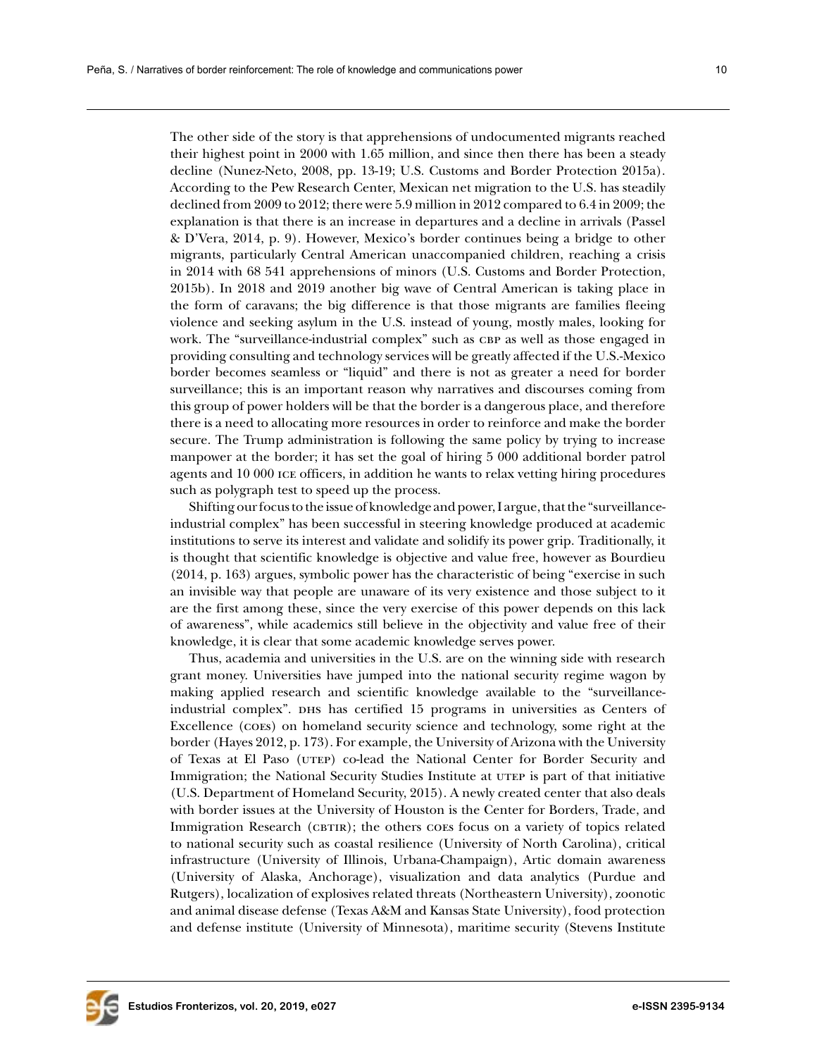The other side of the story is that apprehensions of undocumented migrants reached their highest point in 2000 with 1.65 million, and since then there has been a steady decline (Nunez-Neto, 2008, pp. 13-19; U.S. Customs and Border Protection 2015a). According to the Pew Research Center, Mexican net migration to the U.S. has steadily declined from 2009 to 2012; there were 5.9 million in 2012 compared to 6.4 in 2009; the explanation is that there is an increase in departures and a decline in arrivals (Passel & D'Vera, 2014, p. 9). However, Mexico's border continues being a bridge to other migrants, particularly Central American unaccompanied children, reaching a crisis in 2014 with 68 541 apprehensions of minors (U.S. Customs and Border Protection, 2015b). In 2018 and 2019 another big wave of Central American is taking place in the form of caravans; the big difference is that those migrants are families fleeing violence and seeking asylum in the U.S. instead of young, mostly males, looking for work. The "surveillance-industrial complex" such as CBP as well as those engaged in providing consulting and technology services will be greatly affected if the U.S.-Mexico border becomes seamless or "liquid" and there is not as greater a need for border surveillance; this is an important reason why narratives and discourses coming from this group of power holders will be that the border is a dangerous place, and therefore there is a need to allocating more resources in order to reinforce and make the border secure. The Trump administration is following the same policy by trying to increase manpower at the border; it has set the goal of hiring 5 000 additional border patrol agents and 10 000 ICE officers, in addition he wants to relax vetting hiring procedures such as polygraph test to speed up the process.

Shifting our focus to the issue of knowledge and power, I argue, that the "surveillance-industrial complex" has been successful in steering knowledge produced at academic institutions to serve its interest and validate and solidify its power grip. Traditionally, it is thought that scientific knowledge is objective and value free, however as Bourdieu (2014, p. 163) argues, symbolic power has the characteristic of being "exercise in such an invisible way that people are unaware of its very existence and those subject to it are the first among these, since the very exercise of this power depends on this lack of awareness", while academics still believe in the objectivity and value free of their knowledge, it is clear that some academic knowledge serves power.

Thus, academia and universities in the U.S. are on the winning side with research grant money. Universities have jumped into the national security regime wagon by making applied research and scientific knowledge available to the "surveillance-industrial complex". DHS has certified 15 programs in universities as Centers of Excellence (COEs) on homeland security science and technology, some right at the border (Hayes 2012, p. 173). For example, the University of Arizona with the University of Texas at El Paso (UTEP) co-lead the National Center for Border Security and Immigration; the National Security Studies Institute at UTEP is part of that initiative (U.S. Department of Homeland Security, 2015). A newly created center that also deals with border issues at the University of Houston is the Center for Borders, Trade, and Immigration Research (CBTIR); the others COEs focus on a variety of topics related to national security such as coastal resilience (University of North Carolina), critical infrastructure (University of Illinois, Urbana-Champaign), Artic domain awareness (University of Alaska, Anchorage), visualization and data analytics (Purdue and Rutgers), localization of explosives related threats (Northeastern University), zoonotic and animal disease defense (Texas A&M and Kansas State University), food protection and defense institute (University of Minnesota), maritime security (Stevens Institute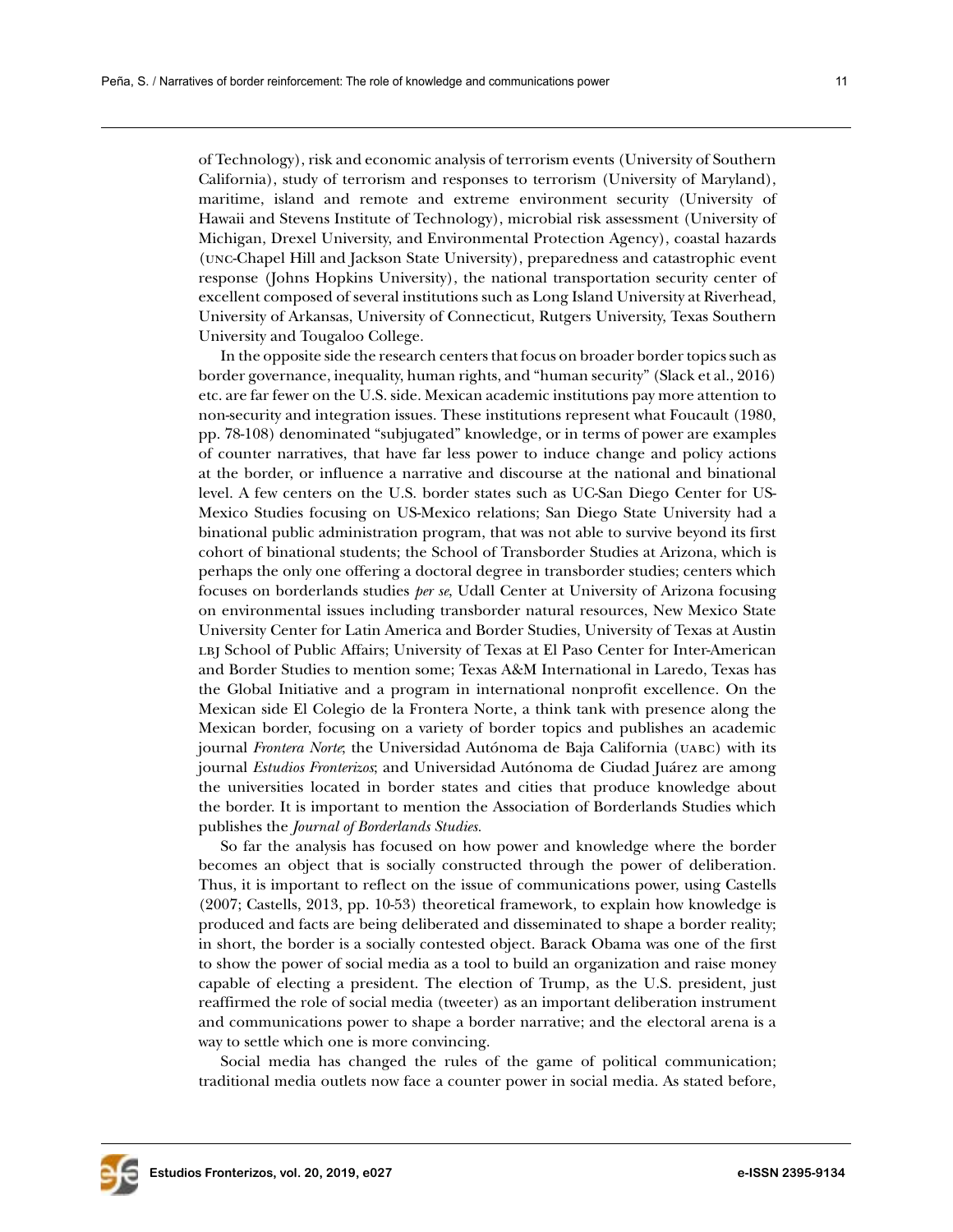of Technology), risk and economic analysis of terrorism events (University of Southern California), study of terrorism and responses to terrorism (University of Maryland), maritime, island and remote and extreme environment security (University of Hawaii and Stevens Institute of Technology), microbial risk assessment (University of Michigan, Drexel University, and Environmental Protection Agency), coastal hazards (UNC-Chapel Hill and Jackson State University), preparedness and catastrophic event response (Johns Hopkins University), the national transportation security center of excellent composed of several institutions such as Long Island University at Riverhead, University of Arkansas, University of Connecticut, Rutgers University, Texas Southern University and Tougaloo College.

In the opposite side the research centers that focus on broader border topics such as border governance, inequality, human rights, and "human security" (Slack et al., 2016) etc. are far fewer on the U.S. side. Mexican academic institutions pay more attention to non-security and integration issues. These institutions represent what Foucault (1980, pp. 78-108) denominated "subjugated" knowledge, or in terms of power are examples of counter narratives, that have far less power to induce change and policy actions at the border, or influence a narrative and discourse at the national and binational level. A few centers on the U.S. border states such as UC-San Diego Center for US-Mexico Studies focusing on US-Mexico relations; San Diego State University had a binational public administration program, that was not able to survive beyond its first cohort of binational students; the School of Transborder Studies at Arizona, which is perhaps the only one offering a doctoral degree in transborder studies; centers which focuses on borderlands studies *per se*, Udall Center at University of Arizona focusing on environmental issues including transborder natural resources, New Mexico State University Center for Latin America and Border Studies, University of Texas at Austin LBJ School of Public Affairs; University of Texas at El Paso Center for Inter-American and Border Studies to mention some; Texas A&M International in Laredo, Texas has the Global Initiative and a program in international nonprofit excellence. On the Mexican side El Colegio de la Frontera Norte, a think tank with presence along the Mexican border, focusing on a variety of border topics and publishes an academic journal *Frontera Norte*; the Universidad Autónoma de Baja California (UABC) with its journal *Estudios Fronterizos*; and Universidad Autónoma de Ciudad Juárez are among the universities located in border states and cities that produce knowledge about the border. It is important to mention the Association of Borderlands Studies which publishes the *Journal of Borderlands Studies*.

So far the analysis has focused on how power and knowledge where the border becomes an object that is socially constructed through the power of deliberation. Thus, it is important to reflect on the issue of communications power, using Castells (2007; Castells, 2013, pp. 10-53) theoretical framework, to explain how knowledge is produced and facts are being deliberated and disseminated to shape a border reality; in short, the border is a socially contested object. Barack Obama was one of the first to show the power of social media as a tool to build an organization and raise money capable of electing a president. The election of Trump, as the U.S. president, just reaffirmed the role of social media (tweeter) as an important deliberation instrument and communications power to shape a border narrative; and the electoral arena is a way to settle which one is more convincing.

Social media has changed the rules of the game of political communication; traditional media outlets now face a counter power in social media. As stated before,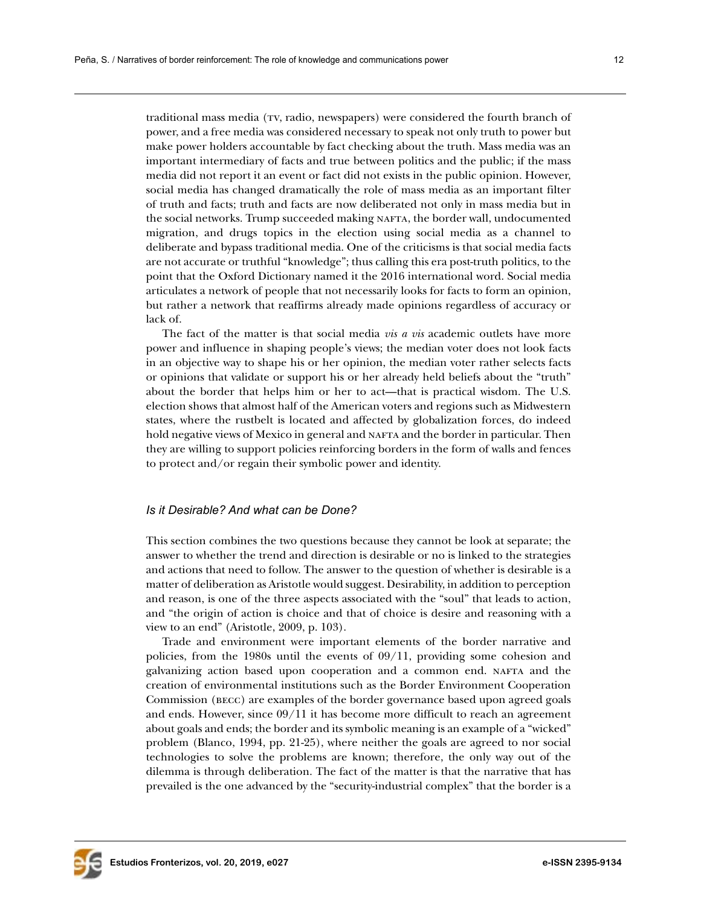traditional mass media (TV, radio, newspapers) were considered the fourth branch of power, and a free media was considered necessary to speak not only truth to power but make power holders accountable by fact checking about the truth. Mass media was an important intermediary of facts and true between politics and the public; if the mass media did not report it an event or fact did not exists in the public opinion. However, social media has changed dramatically the role of mass media as an important filter of truth and facts; truth and facts are now deliberated not only in mass media but in the social networks. Trump succeeded making NAFTA, the border wall, undocumented migration, and drugs topics in the election using social media as a channel to deliberate and bypass traditional media. One of the criticisms is that social media facts are not accurate or truthful "knowledge"; thus calling this era post-truth politics, to the point that the Oxford Dictionary named it the 2016 international word. Social media articulates a network of people that not necessarily looks for facts to form an opinion, but rather a network that reaffirms already made opinions regardless of accuracy or lack of.

The fact of the matter is that social media *vis a vis* academic outlets have more power and influence in shaping people's views; the median voter does not look facts in an objective way to shape his or her opinion, the median voter rather selects facts or opinions that validate or support his or her already held beliefs about the "truth" about the border that helps him or her to act—that is practical wisdom. The U.S. election shows that almost half of the American voters and regions such as Midwestern states, where the rustbelt is located and affected by globalization forces, do indeed hold negative views of Mexico in general and NAFTA and the border in particular. Then they are willing to support policies reinforcing borders in the form of walls and fences to protect and/or regain their symbolic power and identity.

### *Is it Desirable? And what can be Done?*

This section combines the two questions because they cannot be look at separate; the answer to whether the trend and direction is desirable or no is linked to the strategies and actions that need to follow. The answer to the question of whether is desirable is a matter of deliberation as Aristotle would suggest. Desirability, in addition to perception and reason, is one of the three aspects associated with the "soul" that leads to action, and "the origin of action is choice and that of choice is desire and reasoning with a view to an end" (Aristotle, 2009, p. 103).

Trade and environment were important elements of the border narrative and policies, from the 1980s until the events of 09/11, providing some cohesion and galvanizing action based upon cooperation and a common end. NAFTA and the creation of environmental institutions such as the Border Environment Cooperation Commission (BECC) are examples of the border governance based upon agreed goals and ends. However, since 09/11 it has become more difficult to reach an agreement about goals and ends; the border and its symbolic meaning is an example of a "wicked" problem (Blanco, 1994, pp. 21-25), where neither the goals are agreed to nor social technologies to solve the problems are known; therefore, the only way out of the dilemma is through deliberation. The fact of the matter is that the narrative that has prevailed is the one advanced by the "security-industrial complex" that the border is a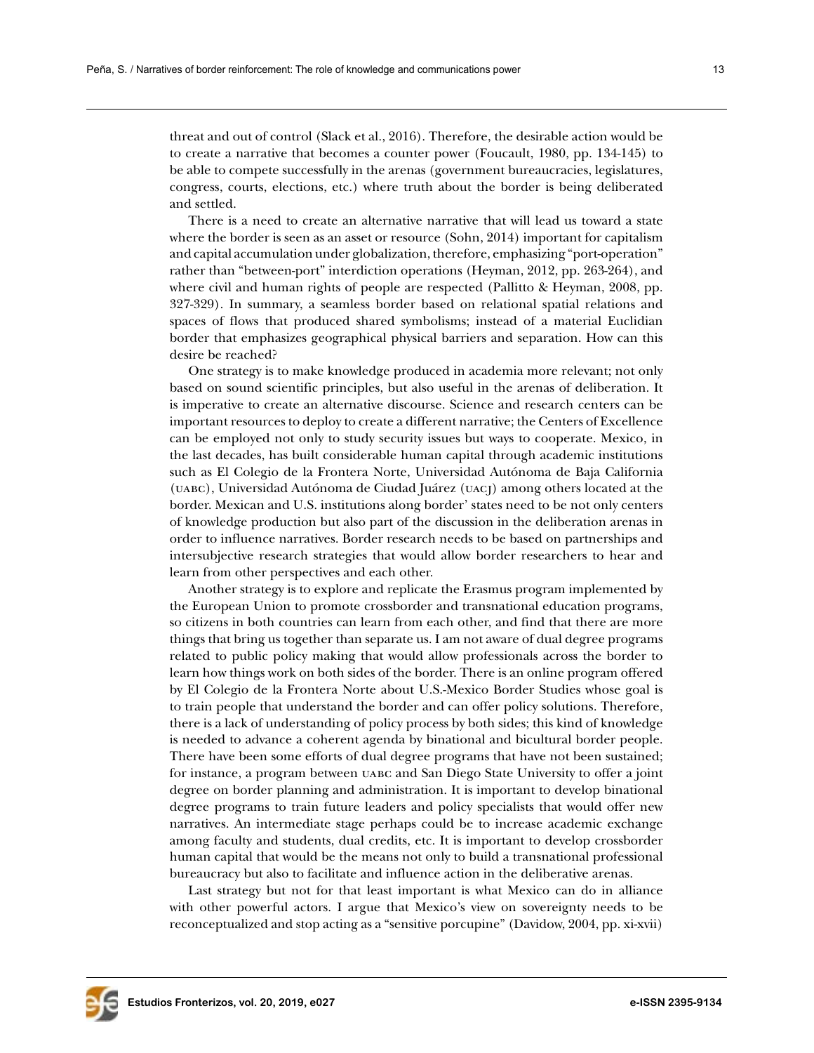threat and out of control (Slack et al., 2016). Therefore, the desirable action would be to create a narrative that becomes a counter power (Foucault, 1980, pp. 134-145) to be able to compete successfully in the arenas (government bureaucracies, legislatures, congress, courts, elections, etc.) where truth about the border is being deliberated and settled.

There is a need to create an alternative narrative that will lead us toward a state where the border is seen as an asset or resource (Sohn, 2014) important for capitalism and capital accumulation under globalization, therefore, emphasizing "port-operation" rather than "between-port" interdiction operations (Heyman, 2012, pp. 263-264), and where civil and human rights of people are respected (Pallitto & Heyman, 2008, pp. 327-329). In summary, a seamless border based on relational spatial relations and spaces of flows that produced shared symbolisms; instead of a material Euclidian border that emphasizes geographical physical barriers and separation. How can this desire be reached?

One strategy is to make knowledge produced in academia more relevant; not only based on sound scientific principles, but also useful in the arenas of deliberation. It is imperative to create an alternative discourse. Science and research centers can be important resources to deploy to create a different narrative; the Centers of Excellence can be employed not only to study security issues but ways to cooperate. Mexico, in the last decades, has built considerable human capital through academic institutions such as El Colegio de la Frontera Norte, Universidad Autónoma de Baja California (UABC), Universidad Autónoma de Ciudad Juárez (UACJ) among others located at the border. Mexican and U.S. institutions along border' states need to be not only centers of knowledge production but also part of the discussion in the deliberation arenas in order to influence narratives. Border research needs to be based on partnerships and intersubjective research strategies that would allow border researchers to hear and learn from other perspectives and each other.

Another strategy is to explore and replicate the Erasmus program implemented by the European Union to promote crossborder and transnational education programs, so citizens in both countries can learn from each other, and find that there are more things that bring us together than separate us. I am not aware of dual degree programs related to public policy making that would allow professionals across the border to learn how things work on both sides of the border. There is an online program offered by El Colegio de la Frontera Norte about U.S.-Mexico Border Studies whose goal is to train people that understand the border and can offer policy solutions. Therefore, there is a lack of understanding of policy process by both sides; this kind of knowledge is needed to advance a coherent agenda by binational and bicultural border people. There have been some efforts of dual degree programs that have not been sustained; for instance, a program between UABC and San Diego State University to offer a joint degree on border planning and administration. It is important to develop binational degree programs to train future leaders and policy specialists that would offer new narratives. An intermediate stage perhaps could be to increase academic exchange among faculty and students, dual credits, etc. It is important to develop crossborder human capital that would be the means not only to build a transnational professional bureaucracy but also to facilitate and influence action in the deliberative arenas.

Last strategy but not for that least important is what Mexico can do in alliance with other powerful actors. I argue that Mexico's view on sovereignty needs to be reconceptualized and stop acting as a "sensitive porcupine" (Davidow, 2004, pp. xi-xvii)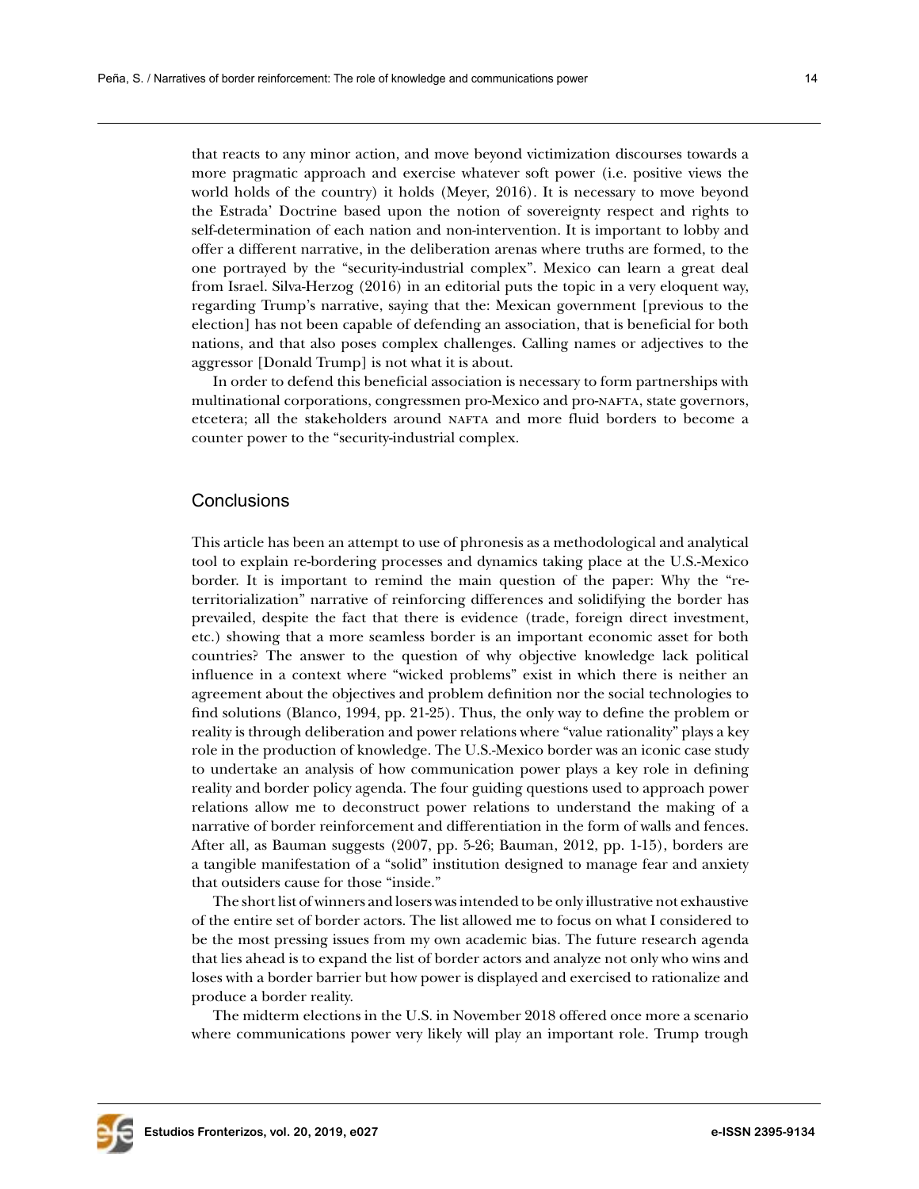that reacts to any minor action, and move beyond victimization discourses towards a more pragmatic approach and exercise whatever soft power (i.e. positive views the world holds of the country) it holds (Meyer, 2016). It is necessary to move beyond the Estrada' Doctrine based upon the notion of sovereignty respect and rights to self-determination of each nation and non-intervention. It is important to lobby and offer a different narrative, in the deliberation arenas where truths are formed, to the one portrayed by the "security-industrial complex". Mexico can learn a great deal from Israel. Silva-Herzog (2016) in an editorial puts the topic in a very eloquent way, regarding Trump's narrative, saying that the: Mexican government [previous to the election] has not been capable of defending an association, that is beneficial for both nations, and that also poses complex challenges. Calling names or adjectives to the aggressor [Donald Trump] is not what it is about.

In order to defend this beneficial association is necessary to form partnerships with multinational corporations, congressmen pro-Mexico and pro-NAFTA, state governors, etcetera; all the stakeholders around NAFTA and more fluid borders to become a counter power to the "security-industrial complex.

## Conclusions

This article has been an attempt to use of phronesis as a methodological and analytical tool to explain re-bordering processes and dynamics taking place at the U.S.-Mexico border. It is important to remind the main question of the paper: Why the "re-territorialization" narrative of reinforcing differences and solidifying the border has prevailed, despite the fact that there is evidence (trade, foreign direct investment, etc.) showing that a more seamless border is an important economic asset for both countries? The answer to the question of why objective knowledge lack political influence in a context where "wicked problems" exist in which there is neither an agreement about the objectives and problem definition nor the social technologies to find solutions (Blanco, 1994, pp. 21-25). Thus, the only way to define the problem or reality is through deliberation and power relations where "value rationality" plays a key role in the production of knowledge. The U.S.-Mexico border was an iconic case study to undertake an analysis of how communication power plays a key role in defining reality and border policy agenda. The four guiding questions used to approach power relations allow me to deconstruct power relations to understand the making of a narrative of border reinforcement and differentiation in the form of walls and fences. After all, as Bauman suggests (2007, pp. 5-26; Bauman, 2012, pp. 1-15), borders are a tangible manifestation of a "solid" institution designed to manage fear and anxiety that outsiders cause for those "inside."

The short list of winners and losers was intended to be only illustrative not exhaustive of the entire set of border actors. The list allowed me to focus on what I considered to be the most pressing issues from my own academic bias. The future research agenda that lies ahead is to expand the list of border actors and analyze not only who wins and loses with a border barrier but how power is displayed and exercised to rationalize and produce a border reality.

The midterm elections in the U.S. in November 2018 offered once more a scenario where communications power very likely will play an important role. Trump trough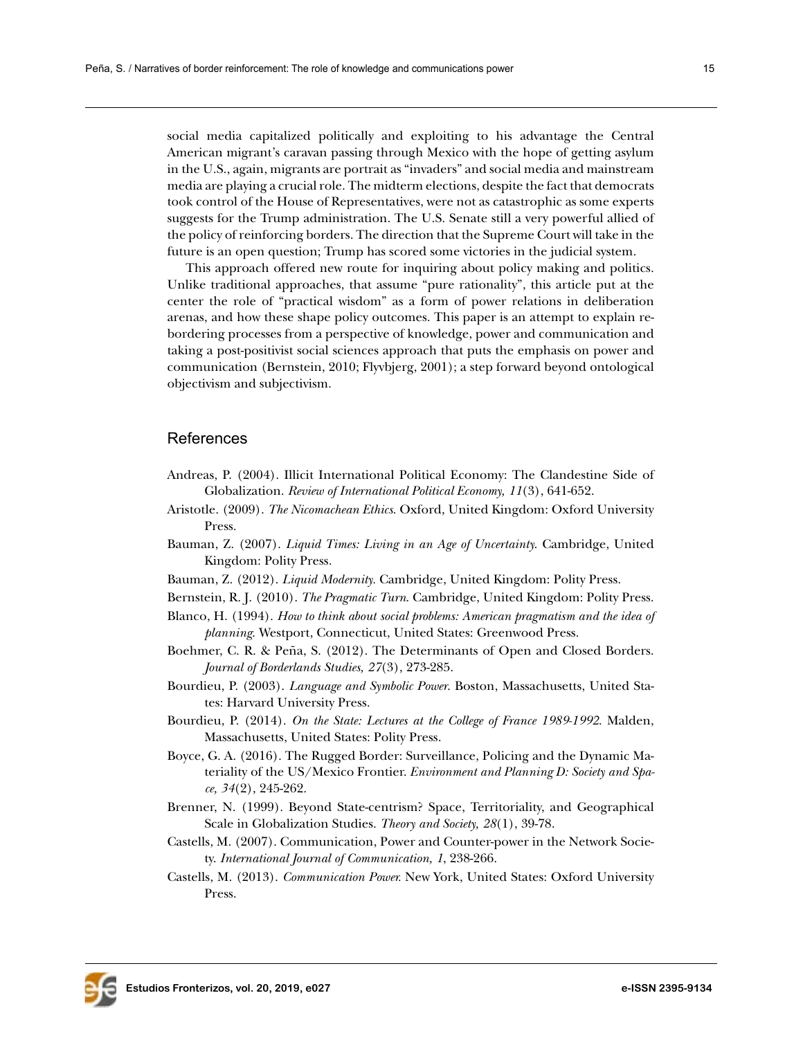social media capitalized politically and exploiting to his advantage the Central American migrant's caravan passing through Mexico with the hope of getting asylum in the U.S., again, migrants are portrait as "invaders" and social media and mainstream media are playing a crucial role. The midterm elections, despite the fact that democrats took control of the House of Representatives, were not as catastrophic as some experts suggests for the Trump administration. The U.S. Senate still a very powerful allied of the policy of reinforcing borders. The direction that the Supreme Court will take in the future is an open question; Trump has scored some victories in the judicial system.

This approach offered new route for inquiring about policy making and politics. Unlike traditional approaches, that assume "pure rationality", this article put at the center the role of "practical wisdom" as a form of power relations in deliberation arenas, and how these shape policy outcomes. This paper is an attempt to explain re-bordering processes from a perspective of knowledge, power and communication and taking a post-positivist social sciences approach that puts the emphasis on power and communication (Bernstein, 2010; Flyvbjerg, 2001); a step forward beyond ontological objectivism and subjectivism.

## References

Andreas, P. (2004). Illicit International Political Economy: The Clandestine Side of Globalization. *Review of International Political Economy, 11*(3), 641-652.

Aristotle. (2009). *The Nicomachean Ethics*. Oxford, United Kingdom: Oxford University Press.

Bauman, Z. (2007). *Liquid Times: Living in an Age of Uncertainty*. Cambridge, United Kingdom: Polity Press.

Bauman, Z. (2012). *Liquid Modernity*. Cambridge, United Kingdom: Polity Press.

Bernstein, R. J. (2010). *The Pragmatic Turn*. Cambridge, United Kingdom: Polity Press.

Blanco, H. (1994). *How to think about social problems: American pragmatism and the idea of planning*. Westport, Connecticut, United States: Greenwood Press.

Boehmer, C. R. & Peña, S. (2012). The Determinants of Open and Closed Borders. *Journal of Borderlands Studies, 27*(3), 273-285.

Bourdieu, P. (2003). *Language and Symbolic Power*. Boston, Massachusetts, United States: Harvard University Press.

Bourdieu, P. (2014). *On the State: Lectures at the College of France 1989-1992*. Malden, Massachusetts, United States: Polity Press.

Boyce, G. A. (2016). The Rugged Border: Surveillance, Policing and the Dynamic Materiality of the US/Mexico Frontier. *Environment and Planning D: Society and Space, 34*(2), 245-262.

Brenner, N. (1999). Beyond State-centrism? Space, Territoriality, and Geographical Scale in Globalization Studies. *Theory and Society, 28*(1), 39-78.

Castells, M. (2007). Communication, Power and Counter-power in the Network Society. *International Journal of Communication, 1*, 238-266.

Castells, M. (2013). *Communication Power*. New York, United States: Oxford University Press.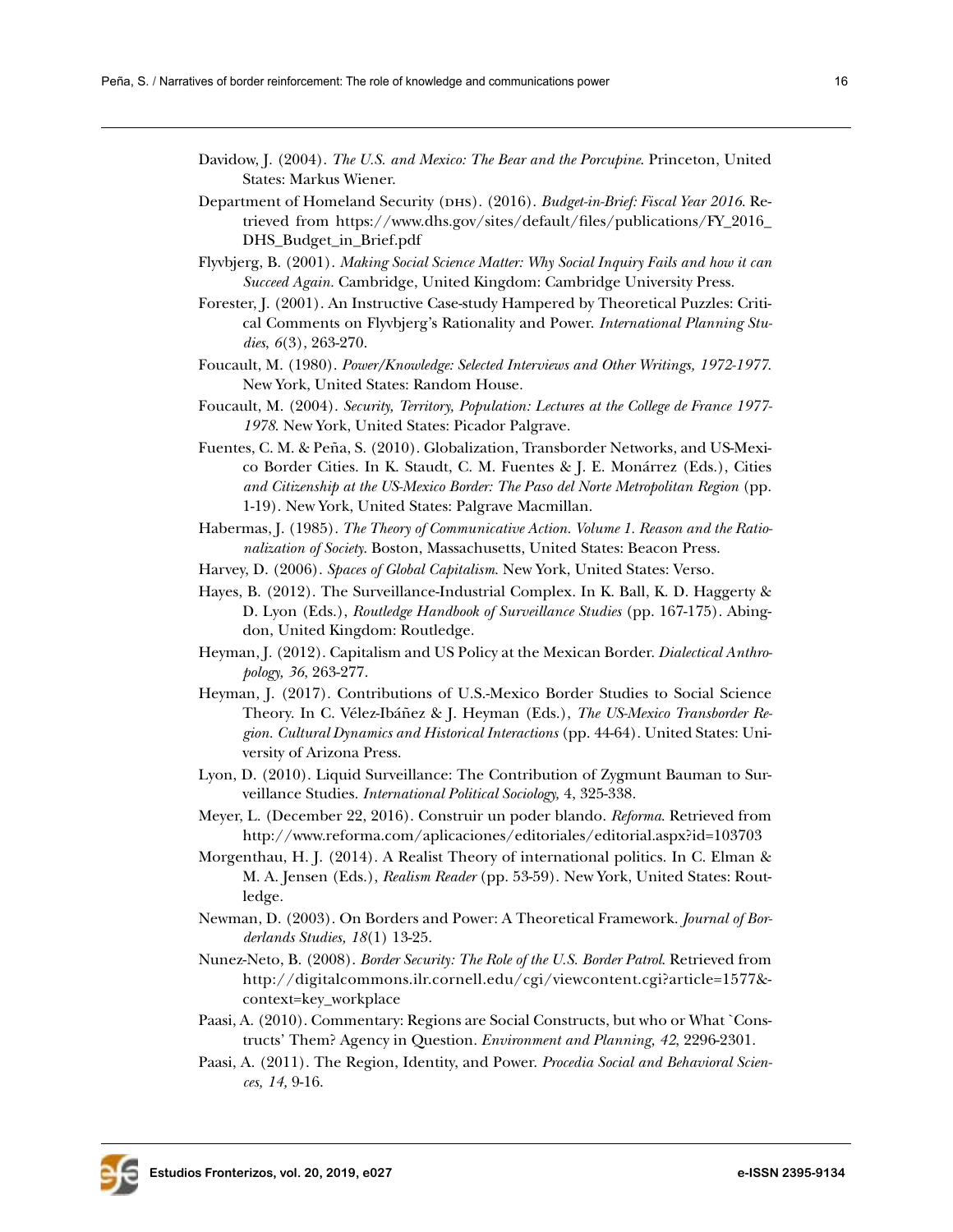Davidow, J. (2004). *The U.S. and Mexico: The Bear and the Porcupine*. Princeton, United States: Markus Wiener.

Department of Homeland Security (DHS). (2016). *Budget-in-Brief: Fiscal Year 2016*. Retrieved from https://www.dhs.gov/sites/default/files/publications/FY_2016_DHS_Budget_in_Brief.pdf

Flyvbjerg, B. (2001). *Making Social Science Matter: Why Social Inquiry Fails and how it can Succeed Again*. Cambridge, United Kingdom: Cambridge University Press.

Forester, J. (2001). An Instructive Case-study Hampered by Theoretical Puzzles: Critical Comments on Flyvbjerg's Rationality and Power. *International Planning Studies*, *6*(3), 263-270.

Foucault, M. (1980). *Power/Knowledge: Selected Interviews and Other Writings, 1972-1977*. New York, United States: Random House.

Foucault, M. (2004). *Security, Territory, Population: Lectures at the College de France 1977-1978*. New York, United States: Picador Palgrave.

Fuentes, C. M. & Peña, S. (2010). Globalization, Transborder Networks, and US-Mexico Border Cities. In K. Staudt, C. M. Fuentes & J. E. Monárrez (Eds.), Cities *and Citizenship at the US-Mexico Border: The Paso del Norte Metropolitan Region* (pp. 1-19). New York, United States: Palgrave Macmillan.

Habermas, J. (1985). *The Theory of Communicative Action. Volume 1. Reason and the Rationalization of Society*. Boston, Massachusetts, United States: Beacon Press.

Harvey, D. (2006). *Spaces of Global Capitalism*. New York, United States: Verso.

Hayes, B. (2012). The Surveillance-Industrial Complex. In K. Ball, K. D. Haggerty & D. Lyon (Eds.), *Routledge Handbook of Surveillance Studies* (pp. 167-175). Abingdon, United Kingdom: Routledge.

Heyman, J. (2012). Capitalism and US Policy at the Mexican Border. *Dialectical Anthropology, 36*, 263-277.

Heyman, J. (2017). Contributions of U.S.-Mexico Border Studies to Social Science Theory. In C. Vélez-Ibáñez & J. Heyman (Eds.), *The US-Mexico Transborder Region. Cultural Dynamics and Historical Interactions* (pp. 44-64). United States: University of Arizona Press.

Lyon, D. (2010). Liquid Surveillance: The Contribution of Zygmunt Bauman to Surveillance Studies. *International Political Sociology,* 4, 325-338.

Meyer, L. (December 22, 2016). Construir un poder blando. *Reforma*. Retrieved from http://www.reforma.com/aplicaciones/editoriales/editorial.aspx?id=103703

Morgenthau, H. J. (2014). A Realist Theory of international politics. In C. Elman & M. A. Jensen (Eds.), *Realism Reader* (pp. 53-59). New York, United States: Routledge.

Newman, D. (2003). On Borders and Power: A Theoretical Framework. *Journal of Borderlands Studies, 18*(1) 13-25.

Nunez-Neto, B. (2008). *Border Security: The Role of the U.S. Border Patrol*. Retrieved from http://digitalcommons.ilr.cornell.edu/cgi/viewcontent.cgi?article=1577&context=key_workplace

Paasi, A. (2010). Commentary: Regions are Social Constructs, but who or What `Constructs' Them? Agency in Question. *Environment and Planning, 42*, 2296-2301.

Paasi, A. (2011). The Region, Identity, and Power. *Procedia Social and Behavioral Sciences, 14,* 9-16.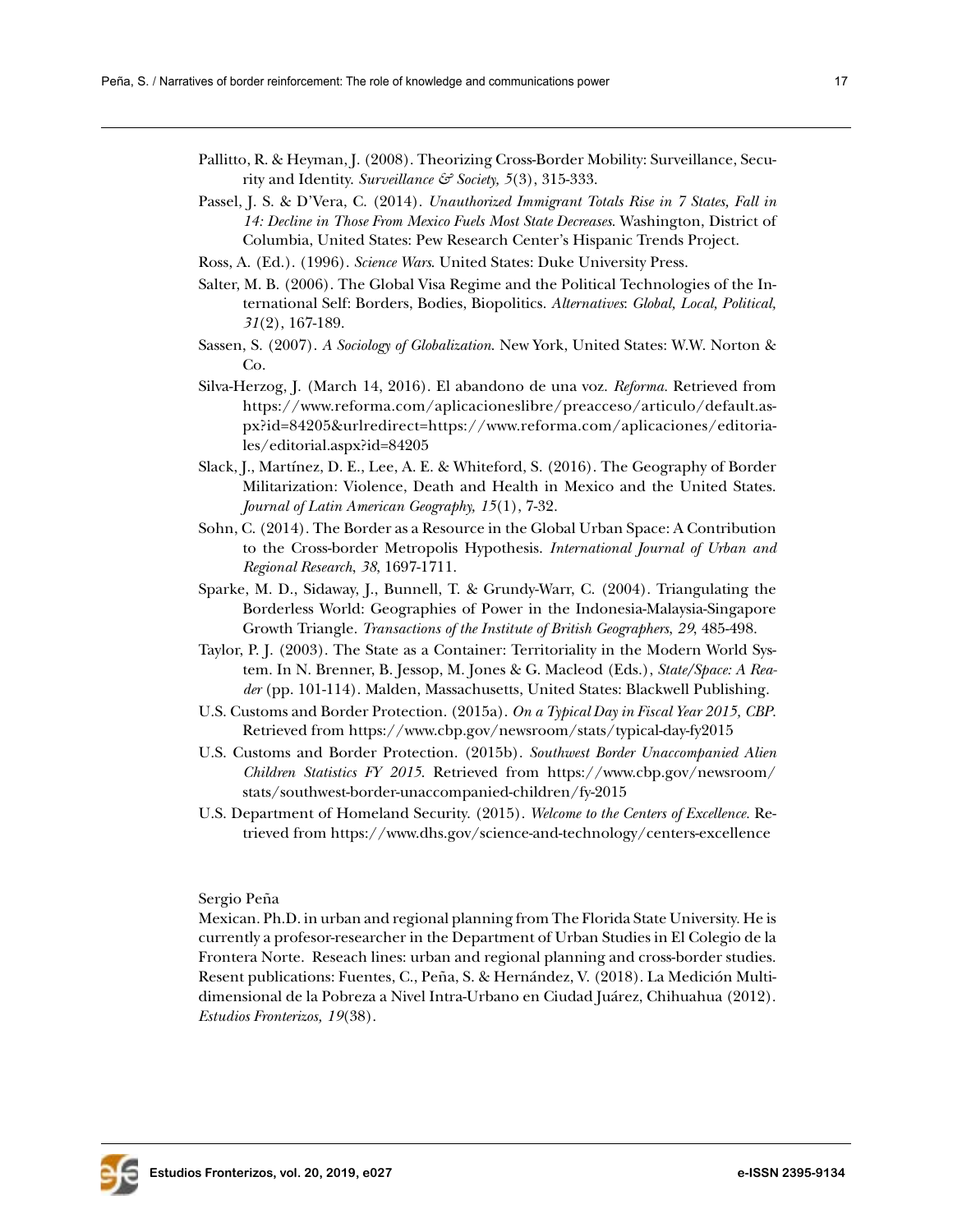Pallitto, R. & Heyman, J. (2008). Theorizing Cross-Border Mobility: Surveillance, Security and Identity. *Surveillance & Society, 5*(3), 315-333.

Passel, J. S. & D'Vera, C. (2014). *Unauthorized Immigrant Totals Rise in 7 States, Fall in 14: Decline in Those From Mexico Fuels Most State Decreases*. Washington, District of Columbia, United States: Pew Research Center's Hispanic Trends Project.

Ross, A. (Ed.). (1996). *Science Wars*. United States: Duke University Press.

Salter, M. B. (2006). The Global Visa Regime and the Political Technologies of the International Self: Borders, Bodies, Biopolitics. *Alternatives*: *Global, Local, Political, 31*(2), 167-189.

Sassen, S. (2007). *A Sociology of Globalization*. New York, United States: W.W. Norton & Co.

Silva-Herzog, J. (March 14, 2016). El abandono de una voz. *Reforma*. Retrieved from https://www.reforma.com/aplicacioneslibre/preacceso/articulo/default.aspx?id=84205&urlredirect=https://www.reforma.com/aplicaciones/editoriales/editorial.aspx?id=84205

Slack, J., Martínez, D. E., Lee, A. E. & Whiteford, S. (2016). The Geography of Border Militarization: Violence, Death and Health in Mexico and the United States. *Journal of Latin American Geography, 15*(1), 7-32.

Sohn, C. (2014). The Border as a Resource in the Global Urban Space: A Contribution to the Cross-border Metropolis Hypothesis. *International Journal of Urban and Regional Research*, *38*, 1697-1711.

Sparke, M. D., Sidaway, J., Bunnell, T. & Grundy-Warr, C. (2004). Triangulating the Borderless World: Geographies of Power in the Indonesia-Malaysia-Singapore Growth Triangle. *Transactions of the Institute of British Geographers*, *29*, 485-498.

Taylor, P. J. (2003). The State as a Container: Territoriality in the Modern World System. In N. Brenner, B. Jessop, M. Jones & G. Macleod (Eds.), *State/Space: A Reader* (pp. 101-114). Malden, Massachusetts, United States: Blackwell Publishing.

U.S. Customs and Border Protection. (2015a). *On a Typical Day in Fiscal Year 2015, CBP*. Retrieved from https://www.cbp.gov/newsroom/stats/typical-day-fy2015

U.S. Customs and Border Protection. (2015b). *Southwest Border Unaccompanied Alien Children Statistics FY 2015*. Retrieved from https://www.cbp.gov/newsroom/stats/southwest-border-unaccompanied-children/fy-2015

U.S. Department of Homeland Security. (2015). *Welcome to the Centers of Excellence*. Retrieved from https://www.dhs.gov/science-and-technology/centers-excellence

Sergio Peña

Mexican. Ph.D. in urban and regional planning from The Florida State University. He is currently a profesor-researcher in the Department of Urban Studies in El Colegio de la Frontera Norte. Reseach lines: urban and regional planning and cross-border studies. Resent publications: Fuentes, C., Peña, S. & Hernández, V. (2018). La Medición Multidimensional de la Pobreza a Nivel Intra-Urbano en Ciudad Juárez, Chihuahua (2012). *Estudios Fronterizos, 19*(38).